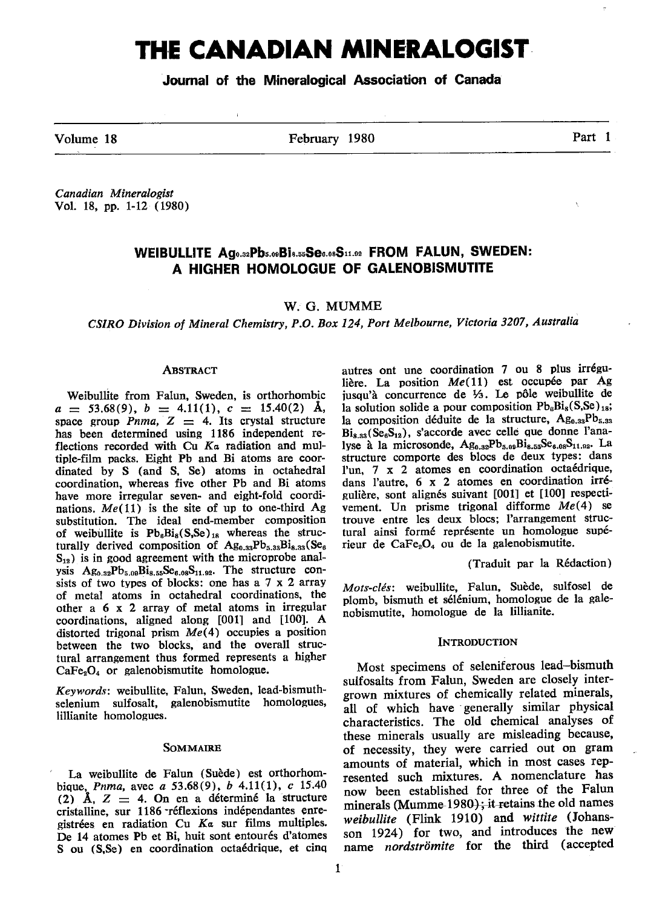# THE CANADIAN MINERALOGIST

Journal of the Mineralogical Association of Canada

Volume 18 February 1980 Part 1

*Canadian Mineralogist*
Vol. 18, pp. 1-12 (1980)

## WEIBULLITE $Ag_{0.32}Pb_{5.09}Bi_{8.55}Se_{6.08}S_{11.92}$ FROM FALUN, SWEDEN: A HIGHER HOMOLOGUE OF GALENOBISMUTITE

W. G. MUMME

*CSIRO Division of Mineral Chemistry, P.O. Box 124, Port Melbourne, Victoria 3207, Australia*

### ABSTRACT

Weibullite from Falun, Sweden, is orthorhombic $a$ = 53.68(9), $b$ = 4.11(1), $c$ = 15.40(2) Å, space group *Pnma*, $Z$ = 4. Its crystal structure has been determined using 1186 independent reflections recorded with Cu $K\alpha$ radiation and multiple-film packs. Eight Pb and Bi atoms are coordinated by S (and S, Se) atoms in octahedral coordination, whereas five other Pb and Bi atoms have more irregular seven- and eight-fold coordinations. *Me*(11) is the site of up to one-third Ag substitution. The ideal end-member composition of weibullite is $Pb_6Bi_8(S,Se)_{18}$ whereas the structurally derived composition of $Ag_{0.33}Pb_{5.33}Bi_{8.33}(Se_6S_{12})$ is in good agreement with the microprobe analysis $Ag_{0.32}Pb_{5.09}Bi_{8.55}Se_{6.08}S_{11.92}$. The structure consists of two types of blocks: one has a 7 x 2 array of metal atoms in octahedral coordinations, the other a 6 x 2 array of metal atoms in irregular coordinations, aligned along [001] and [100]. A distorted trigonal prism *Me*(4) occupies a position between the two blocks, and the overall structural arrangement thus formed represents a higher $CaFe_2O_4$ or galenobismutite homologue.

*Keywords*: weibullite, Falun, Sweden, lead-bismuth-selenium sulfosalt, galenobismutite homologues, lillianite homologues.

### SOMMAIRE

La weibullite de Falun (Suède) est orthorhombique, *Pnma*, avec *a* 53.68(9), *b* 4.11(1), *c* 15.40 (2) Å, $Z$ = 4. On en a déterminé la structure cristalline, sur 1186 réflexions indépendantes enregistrées en radiation Cu $K\alpha$ sur films multiples. De 14 atomes Pb et Bi, huit sont entourés d'atomes S ou (S,Se) en coordination octaédrique, et cinq autres ont une coordination 7 ou 8 plus irrégulière. La position *Me*(11) est occupée par Ag jusqu'à concurrence de ⅓. Le pôle weibullite de la solution solide a pour composition $Pb_6Bi_8(S,Se)_{18}$; la composition déduite de la structure, $Ag_{0.33}Pb_{5.33}Bi_{8.33}(Se_6S_{12})$, s'accorde avec celle que donne l'analyse à la microsonde, $Ag_{0.32}Pb_{5.09}Bi_{8.55}Se_{6.08}S_{11.92}$. La structure comporte des blocs de deux types: dans l'un, 7 x 2 atomes en coordination octaédrique, dans l'autre, 6 x 2 atomes en coordination irrégulière, sont alignés suivant [001] et [100] respectivement. Un prisme trigonal difforme *Me*(4) se trouve entre les deux blocs; l'arrangement structural ainsi formé représente un homologue supérieur de $CaFe_2O_4$ ou de la galenobismutite.

(Traduit par la Rédaction)

*Mots-clés*: weibullite, Falun, Suède, sulfosel de plomb, bismuth et sélénium, homologue de la galenobismutite, homologue de la lillianite.

### INTRODUCTION

Most specimens of seleniferous lead–bismuth sulfosalts from Falun, Sweden are closely intergrown mixtures of chemically related minerals, all of which have generally similar physical characteristics. The old chemical analyses of these minerals usually are misleading because, of necessity, they were carried out on gram amounts of material, which in most cases represented such mixtures. A nomenclature has now been established for three of the Falun minerals (Mumme 1980); it retains the old names *weibullite* (Flink 1910) and *wittite* (Johansson 1924) for two, and introduces the new name *nordströmite* for the third (accepted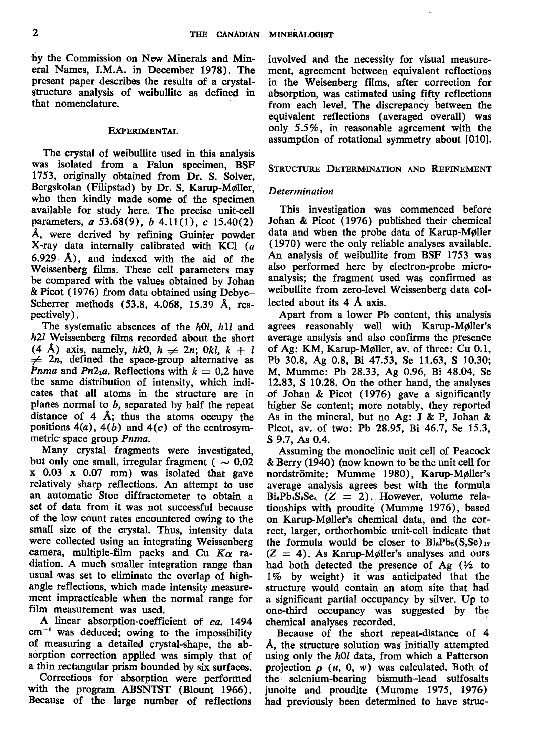by the Commission on New Minerals and Mineral Names, I.M.A. in December 1978). The present paper describes the results of a crystal-structure analysis of weibullite as defined in that nomenclature.

## Experimental

The crystal of weibullite used in this analysis was isolated from a Falun specimen, BSF 1753, originally obtained from Dr. S. Solver, Bergskolan (Filipstad) by Dr. S. Karup-Møller, who then kindly made some of the specimen available for study here. The precise unit-cell parameters, *a* 53.68(9), *b* 4.11(1), *c* 15.40(2) Å, were derived by refining Guinier powder X-ray data internally calibrated with KCl (*a* 6.929 Å), and indexed with the aid of the Weissenberg films. These cell parameters may be compared with the values obtained by Johan & Picot (1976) from data obtained using Debye–Scherrer methods (53.8, 4.068, 15.39 Å, respectively).

The systematic absences of the *h*0*l*, *h*1*l* and *h*2*l* Weissenberg films recorded about the short (4 Å) axis, namely, *hk*0, $h \neq 2n$; 0*kl*, $k + l \neq 2n$, defined the space-group alternative as *Pnma* and $Pn2_1a$. Reflections with $k$ = 0,2 have the same distribution of intensity, which indicates that all atoms in the structure are in planes normal to *b*, separated by half the repeat distance of 4 Å; thus the atoms occupy the positions 4(*a*), 4(*b*) and 4(*c*) of the centrosymmetric space group *Pnma*.

Many crystal fragments were investigated, but only one small, irregular fragment ( ~ 0.02 x 0.03 x 0.07 mm) was isolated that gave relatively sharp reflections. An attempt to use an automatic Stoe diffractometer to obtain a set of data from it was not successful because of the low count rates encountered owing to the small size of the crystal. Thus, intensity data were collected using an integrating Weissenberg camera, multiple-film packs and Cu *K*α radiation. A much smaller integration range than usual was set to eliminate the overlap of high-angle reflections, which made intensity measurement impracticable when the normal range for film measurement was used.

A linear absorption-coefficient of *ca.* 1494 cm$^{-1}$ was deduced; owing to the impossibility of measuring a detailed crystal-shape, the absorption correction applied was simply that of a thin rectangular prism bounded by six surfaces.

Corrections for absorption were performed with the program ABSNTST (Blount 1966). Because of the large number of reflections involved and the necessity for visual measurement, agreement between equivalent reflections in the Weisenberg films, after correction for absorption, was estimated using fifty reflections from each level. The discrepancy between the equivalent reflections (averaged overall) was only 5.5%, in reasonable agreement with the assumption of rotational symmetry about [010].

## Structure Determination and Refinement

### *Determination*

This investigation was commenced before Johan & Picot (1976) published their chemical data and when the probe data of Karup-Møller (1970) were the only reliable analyses available. An analysis of weibullite from BSF 1753 was also performed here by electron-probe micro-analysis; the fragment used was confirmed as weibullite from zero-level Weissenberg data collected about its 4 Å axis.

Apart from a lower Pb content, this analysis agrees reasonably well with Karup-Møller's average analysis and also confirms the presence of Ag: KM, Karup-Møller, av. of three: Cu 0.1, Pb 30.8, Ag 0.8, Bi 47.53, Se 11.63, S 10.30; M, Mumme: Pb 28.33, Ag 0.96, Bi 48.04, Se 12.83, S 10.28. On the other hand, the analyses of Johan & Picot (1976) gave a significantly higher Se content; more notably, they reported As in the mineral, but no Ag: J & P, Johan & Picot, av. of two: Pb 28.95, Bi 46.7, Se 15.3, S 9.7, As 0.4.

Assuming the monoclinic unit cell of Peacock & Berry (1940) (now known to be the unit cell for nordströmite: Mumme 1980), Karup-Møller's average analysis agrees best with the formula $Bi_6Pb_4S_9Se_4$ ($Z$ = 2). However, volume relationships with proudite (Mumme 1976), based on Karup-Møller's chemical data, and the correct, larger, orthorhombic unit-cell indicate that the formula would be closer to $Bi_8Pb_5(S,Se)_{17}$ ($Z$ = 4). As Karup-Møller's analyses and ours had both detected the presence of Ag (½ to 1% by weight) it was anticipated that the structure would contain an atom site that had a significant partial occupancy by silver. Up to one-third occupancy was suggested by the chemical analyses recorded.

Because of the short repeat-distance of 4 Å, the structure solution was initially attempted using only the *h*0*l* data, from which a Patterson projection ρ (*u*, 0, *w*) was calculated. Both of the selenium-bearing bismuth–lead sulfosalts junoite and proudite (Mumme 1975, 1976) had previously been determined to have struc-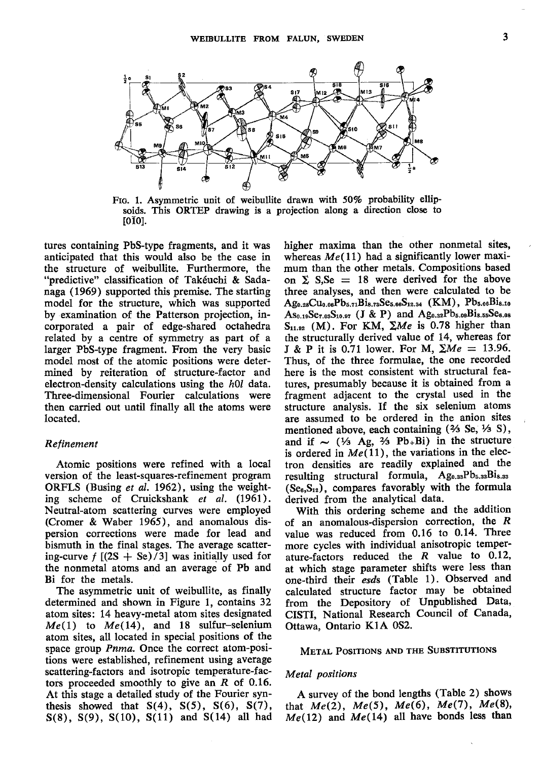FIG. 1. Asymmetric unit of weibullite drawn with 50% probability ellipsoids. This ORTEP drawing is a projection along a direction close to [0$\bar{1}$0].

tures containing PbS-type fragments, and it was anticipated that this would also be the case in the structure of weibullite. Furthermore, the "predictive" classification of Takéuchi & Sadanaga (1969) supported this premise. The starting model for the structure, which was supported by examination of the Patterson projection, incorporated a pair of edge-shared octahedra related by a centre of symmetry as part of a larger PbS-type fragment. From the very basic model most of the atomic positions were determined by reiteration of structure-factor and electron-density calculations using the *h0l* data. Three-dimensional Fourier calculations were then carried out until finally all the atoms were located.

### *Refinement*

Atomic positions were refined with a local version of the least-squares-refinement program ORFLS (Busing *et al.* 1962), using the weighting scheme of Cruickshank *et al.* (1961). Neutral-atom scattering curves were employed (Cromer & Waber 1965), and anomalous dispersion corrections were made for lead and bismuth in the final stages. The average scattering-curve *f* [(2S + Se)/3] was initially used for the nonmetal atoms and an average of Pb and Bi for the metals.

The asymmetric unit of weibullite, as finally determined and shown in Figure 1, contains 32 atom sites: 14 heavy-metal atom sites designated *Me*(1) to *Me*(14), and 18 sulfur-selenium atom sites, all located in special positions of the space group *Pnma*. Once the correct atom-positions were established, refinement using average scattering-factors and isotropic temperature-factors proceeded smoothly to give an *R* of 0.16. At this stage a detailed study of the Fourier synthesis showed that S(4), S(5), S(6), S(7), S(8), S(9), S(10), S(11) and S(14) all had higher maxima than the other nonmetal sites, whereas *Me*(11) had a significantly lower maximum than the other metals. Compositions based on Σ S,Se = 18 were derived for the above three analyses, and then were calculated to be $Ag_{0.28}Cu_{0.06}Pb_{5.71}Bi_{8.73}Se_{5.66}S_{12.34}$ (KM), $Pb_{5.06}Bi_{8.10}As_{0.19}Se_{7.03}S_{10.97}$ (J & P) and $Ag_{0.32}Pb_{5.09}Bi_{8.55}Se_{6.08}S_{11.92}$ (M). For KM, Σ*Me* is 0.78 higher than the structurally derived value of 14, whereas for J & P it is 0.71 lower. For M, Σ*Me* = 13.96. Thus, of the three formulae, the one recorded here is the most consistent with structural features, presumably because it is obtained from a fragment adjacent to the crystal used in the structure analysis. If the six selenium atoms are assumed to be ordered in the anion sites mentioned above, each containing (⅔ Se, ⅓ S), and if ~ (⅓ Ag, ⅔ Pb+Bi) in the structure is ordered in *Me*(11), the variations in the electron densities are readily explained and the resulting structural formula, $Ag_{0.33}Pb_{5.33}Bi_{8.33}(Se_6,S_{12})$, compares favorably with the formula derived from the analytical data.

With this ordering scheme and the addition of an anomalous-dispersion correction, the *R* value was reduced from 0.16 to 0.14. Three more cycles with individual anisotropic temperature-factors reduced the *R* value to 0.12, at which stage parameter shifts were less than one-third their *esd*s (Table 1). Observed and calculated structure factor may be obtained from the Depository of Unpublished Data, CISTI, National Research Council of Canada, Ottawa, Ontario K1A 0S2.

## METAL POSITIONS AND THE SUBSTITUTIONS

### *Metal positions*

A survey of the bond lengths (Table 2) shows that *Me*(2), *Me*(5), *Me*(6), *Me*(7), *Me*(8), *Me*(12) and *Me*(14) all have bonds less than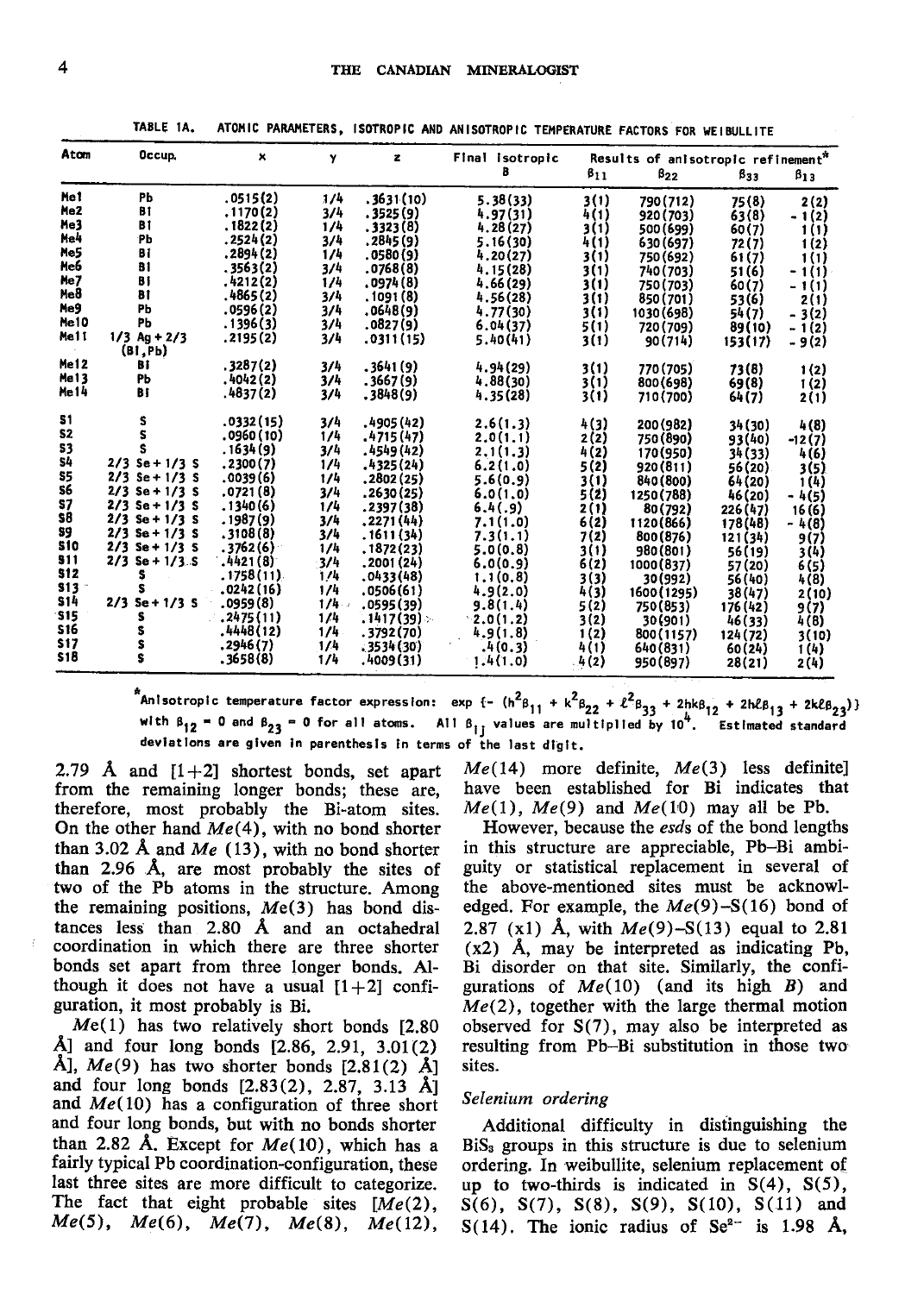TABLE 1A. ATOMIC PARAMETERS, ISOTROPIC AND ANISOTROPIC TEMPERATURE FACTORS FOR WEIBULLITE

| Atom | Occup. | x | y | z | Final isotropic B | Results of anisotropic refinement* $\beta_{11}$ | $\beta_{22}$ | $\beta_{33}$ | $\beta_{13}$ |
|---|---|---|---|---|---|---|---|---|---|
| Me1 | Pb | .0515(2) | 1/4 | .3631(10) | 5.38(33) | 3(1) | 790(712) | 75(8) | 2(2) |
| Me2 | Bi | .1170(2) | 3/4 | .3525(9) | 4.97(31) | 4(1) | 920(703) | 63(8) | - 1(2) |
| Me3 | Bi | .1822(2) | 1/4 | .3323(8) | 4.28(27) | 3(1) | 500(699) | 60(7) | 1(1) |
| Me4 | Pb | .2524(2) | 3/4 | .2845(9) | 5.16(30) | 4(1) | 630(697) | 72(7) | 1(2) |
| Me5 | Bi | .2894(2) | 1/4 | .0580(9) | 4.20(27) | 3(1) | 750(692) | 61(7) | 1(1) |
| Me6 | Bi | .3563(2) | 3/4 | .0768(8) | 4.15(28) | 3(1) | 740(703) | 51(6) | - 1(1) |
| Me7 | Bi | .4212(2) | 1/4 | .0974(8) | 4.66(29) | 3(1) | 750(703) | 60(7) | - 1(1) |
| Me8 | Bi | .4865(2) | 3/4 | .1091(8) | 4.56(28) | 3(1) | 850(701) | 53(6) | 2(1) |
| Me9 | Pb | .0596(2) | 3/4 | .0648(9) | 4.77(30) | 3(1) | 1030(698) | 54(7) | - 3(2) |
| Me10 | Pb | .1396(3) | 3/4 | .0827(9) | 6.04(37) | 5(1) | 720(709) | 89(10) | - 1(2) |
| Me11 | 1/3 Ag + 2/3 (Bi,Pb) | .2195(2) | 3/4 | .0311(15) | 5.40(41) | 3(1) | 90(714) | 153(17) | - 9(2) |
| Me12 | Bi | .3287(2) | 3/4 | .3641(9) | 4.94(29) | 3(1) | 770(705) | 73(8) | 1(2) |
| Me13 | Pb | .4042(2) | 3/4 | .3667(9) | 4.88(30) | 3(1) | 800(698) | 69(8) | 1(2) |
| Me14 | Bi | .4837(2) | 3/4 | .3848(9) | 4.35(28) | 3(1) | 710(700) | 64(7) | 2(1) |
| S1 | S | .0332(15) | 3/4 | .4905(42) | 2.6(1.3) | 4(3) | 200(982) | 34(30) | 4(8) |
| S2 | S | .0960(10) | 1/4 | .4715(47) | 2.0(1.1) | 2(2) | 750(890) | 93(40) | -12(7) |
| S3 | S | .1634(9) | 3/4 | .4549(42) | 2.1(1.3) | 4(2) | 170(950) | 34(33) | 4(6) |
| S4 | 2/3 Se + 1/3 S | .2300(7) | 1/4 | .4325(24) | 6.2(1.0) | 5(2) | 920(811) | 56(20) | 3(5) |
| S5 | 2/3 Se + 1/3 S | .0039(6) | 1/4 | .2802(25) | 5.6(0.9) | 3(1) | 840(800) | 64(20) | 1(4) |
| S6 | 2/3 Se + 1/3 S | .0721(8) | 3/4 | .2630(25) | 6.0(1.0) | 5(2) | 1250(788) | 46(20) | - 4(5) |
| S7 | 2/3 Se + 1/3 S | .1340(6) | 1/4 | .2397(38) | 6.4(.9) | 2(1) | 80(792) | 226(47) | 16(6) |
| S8 | 2/3 Se + 1/3 S | .1987(9) | 3/4 | .2271(44) | 7.1(1.0) | 6(2) | 1120(866) | 178(48) | - 4(8) |
| S9 | 2/3 Se + 1/3 S | .3108(8) | 3/4 | .1611(34) | 7.3(1.1) | 7(2) | 800(876) | 121(34) | 9(7) |
| S10 | 2/3 Se + 1/3 S | .3762(6) | 1/4 | .1872(23) | 5.0(0.8) | 3(1) | 980(801) | 56(19) | 3(4) |
| S11 | 2/3 Se + 1/3 S | .4421(8) | 3/4 | .2001(24) | 6.0(0.9) | 6(2) | 1000(837) | 57(20) | 6(5) |
| S12 | S | .1758(11) | 1/4 | .0433(48) | 1.1(0.8) | 3(3) | 30(992) | 56(40) | 4(8) |
| S13 | S | .0242(16) | 1/4 | .0506(61) | 4.9(2.0) | 4(3) | 1600(1295) | 38(47) | 2(10) |
| S14 | 2/3 Se + 1/3 S | .0959(8) | 1/4 | .0595(39) | 9.8(1.4) | 5(2) | 750(853) | 176(42) | 9(7) |
| S15 | S | .2475(11) | 1/4 | .1417(39) | 2.0(1.2) | 3(2) | 30(901) | 46(33) | 4(8) |
| S16 | S | .4448(12) | 1/4 | .3792(70) | 4.9(1.8) | 1(2) | 800(1157) | 124(72) | 3(10) |
| S17 | S | .2946(7) | 1/4 | .3534(30) | .4(0.3) | 4(1) | 640(831) | 60(24) | 1(4) |
| S18 | S | .3658(8) | 1/4 | .4009(31) | 1.4(1.0) | 4(2) | 950(897) | 28(21) | 2(4) |

*Anisotropic temperature factor expression: $\exp\{-(h^2\beta_{11} + k^2\beta_{22} + \ell^2\beta_{33} + 2hk\beta_{12} + 2h\ell\beta_{13} + 2k\ell\beta_{23})\}$ with $\beta_{12} = 0$ and $\beta_{23} = 0$ for all atoms. All $\beta_{ij}$ values are multiplied by $10^4$. Estimated standard deviations are given in parenthesis in terms of the last digit.

2.79 Å and [1+2] shortest bonds, set apart from the remaining longer bonds; these are, therefore, most probably the Bi-atom sites. On the other hand $Me(4)$, with no bond shorter than 3.02 Å and $Me$ (13), with no bond shorter than 2.96 Å, are most probably the sites of two of the Pb atoms in the structure. Among the remaining positions, $Me(3)$ has bond distances less than 2.80 Å and an octahedral coordination in which there are three shorter bonds set apart from three longer bonds. Although it does not have a usual [1+2] configuration, it most probably is Bi.

$Me(1)$ has two relatively short bonds [2.80 Å] and four long bonds [2.86, 2.91, 3.01(2) Å], $Me(9)$ has two shorter bonds [2.81(2) Å] and four long bonds [2.83(2), 2.87, 3.13 Å] and $Me(10)$ has a configuration of three short and four long bonds, but with no bonds shorter than 2.82 Å. Except for $Me(10)$, which has a fairly typical Pb coordination-configuration, these last three sites are more difficult to categorize. The fact that eight probable sites [$Me(2)$, $Me(5)$, $Me(6)$, $Me(7)$, $Me(8)$, $Me(12)$, $Me(14)$ more definite, $Me(3)$ less definite] have been established for Bi indicates that $Me(1)$, $Me(9)$ and $Me(10)$ may all be Pb.

However, because the *esds* of the bond lengths in this structure are appreciable, Pb–Bi ambiguity or statistical replacement in several of the above-mentioned sites must be acknowledged. For example, the $Me(9)$–S(16) bond of 2.87 (x1) Å, with $Me(9)$–S(13) equal to 2.81 (x2) Å, may be interpreted as indicating Pb, Bi disorder on that site. Similarly, the configurations of $Me(10)$ (and its high $B$) and $Me(2)$, together with the large thermal motion observed for S(7), may also be interpreted as resulting from Pb–Bi substitution in those two sites.

### Selenium ordering

Additional difficulty in distinguishing the $BiS_3$ groups in this structure is due to selenium ordering. In weibullite, selenium replacement of up to two-thirds is indicated in S(4), S(5), S(6), S(7), S(8), S(9), S(10), S(11) and S(14). The ionic radius of $Se^{2-}$ is 1.98 Å,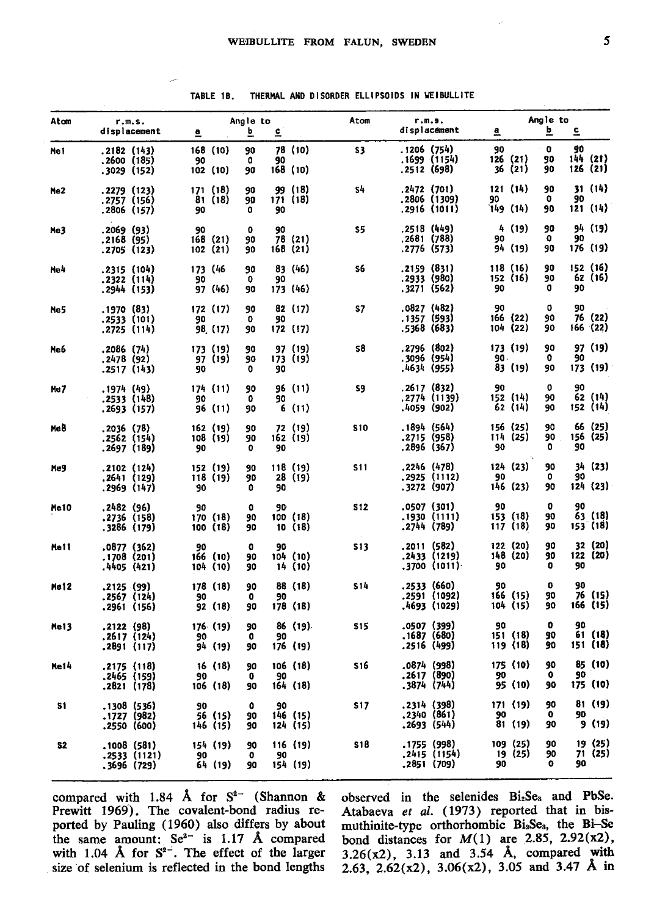TABLE 1B. THERMAL AND DISORDER ELLIPSOIDS IN WEIBULLITE

| Atom | r.m.s. displacement | Angle to a | b | c | Atom | r.m.s. displacement | Angle to a | b | c |
|---|---|---|---|---|---|---|---|---|---|
| Me1 | .2182 (143) | 168 (10) | 90 | 78 (10) | S3 | .1206 (754) | 90 | 0 | 90 |
| | .2600 (185) | 90 | 0 | 90 | | .1699 (1154) | 126 (21) | 90 | 144 (21) |
| | .3029 (152) | 102 (10) | 90 | 168 (10) | | .2512 (698) | 36 (21) | 90 | 126 (21) |
| Me2 | .2279 (123) | 171 (18) | 90 | 99 (18) | S4 | .2472 (701) | 121 (14) | 90 | 31 (14) |
| | .2757 (156) | 81 (18) | 90 | 171 (18) | | .2806 (1309) | 90 | 0 | 90 |
| | .2806 (157) | 90 | 0 | 90 | | .2916 (1011) | 149 (14) | 90 | 121 (14) |
| Me3 | .2069 (93) | 90 | 0 | 90 | S5 | .2518 (449) | 4 (19) | 90 | 94 (19) |
| | .2168 (95) | 168 (21) | 90 | 78 (21) | | .2681 (788) | 90 | 0 | 90 |
| | .2705 (123) | 102 (21) | 90 | 168 (21) | | .2776 (573) | 94 (19) | 90 | 176 (19) |
| Me4 | .2315 (104) | 173 (46 | 90 | 83 (46) | S6 | .2159 (831) | 118 (16) | 90 | 152 (16) |
| | .2322 (114) | 90 | 0 | 90 | | .2933 (980) | 152 (16) | 90 | 62 (16) |
| | .2944 (153) | 97 (46) | 90 | 173 (46) | | .3271 (562) | 90 | 0 | 90 |
| Me5 | .1970 (83) | 172 (17) | 90 | 82 (17) | S7 | .0827 (482) | 90 | 0 | 90 |
| | .2533 (101) | 90 | 0 | 90 | | .1357 (593) | 166 (22) | 90 | 76 (22) |
| | .2725 (114) | 98 (17) | 90 | 172 (17) | | .5368 (683) | 104 (22) | 90 | 166 (22) |
| Me6 | .2086 (74) | 173 (19) | 90 | 97 (19) | S8 | .2796 (802) | 173 (19) | 90 | 97 (19) |
| | .2478 (92) | 97 (19) | 90 | 173 (19) | | .3096 (954) | 90 | 0 | 90 |
| | .2517 (143) | 90 | 0 | 90 | | .4634 (955) | 83 (19) | 90 | 173 (19) |
| Me7 | .1974 (49) | 174 (11) | 90 | 96 (11) | S9 | .2617 (832) | 90 | 0 | 90 |
| | .2533 (148) | 90 | 0 | 90 | | .2774 (1139) | 152 (14) | 90 | 62 (14) |
| | .2693 (157) | 96 (11) | 90 | 6 (11) | | .4059 (902) | 62 (14) | 90 | 152 (14) |
| Me8 | .2036 (78) | 162 (19) | 90 | 72 (19) | S10 | .1894 (564) | 156 (25) | 90 | 66 (25) |
| | .2562 (154) | 108 (19) | 90 | 162 (19) | | .2715 (958) | 114 (25) | 90 | 156 (25) |
| | .2697 (189) | 90 | 0 | 90 | | .2896 (367) | 90 | 0 | 90 |
| Me9 | .2102 (124) | 152 (19) | 90 | 118 (19) | S11 | .2246 (478) | 124 (23) | 90 | 34 (23) |
| | .2641 (129) | 118 (19) | 90 | 28 (19) | | .2925 (1112) | 90 | 0 | 90 |
| | .2969 (147) | 90 | 0 | 90 | | .3272 (907) | 146 (23) | 90 | 124 (23) |
| Me10 | .2482 (96) | 90 | 0 | 90 | S12 | .0507 (301) | 90 | 0 | 90 |
| | .2736 (158) | 170 (18) | 90 | 100 (18) | | .1930 (1111) | 153 (18) | 90 | 63 (18) |
| | .3286 (179) | 100 (18) | 90 | 10 (18) | | .2744 (789) | 117 (18) | 90 | 153 (18) |
| Me11 | .0877 (362) | 90 | 0 | 90 | S13 | .2011 (582) | 122 (20) | 90 | 32 (20) |
| | .1708 (201) | 166 (10) | 90 | 104 (10) | | .2433 (1219) | 148 (20) | 90 | 122 (20) |
| | .4405 (421) | 104 (10) | 90 | 14 (10) | | .3700 (1011) | 90 | 0 | 90 |
| Me12 | .2125 (99) | 178 (18) | 90 | 88 (18) | S14 | .2533 (660) | 90 | 0 | 90 |
| | .2567 (124) | 90 | 0 | 90 | | .2591 (1092) | 166 (15) | 90 | 76 (15) |
| | .2961 (156) | 92 (18) | 90 | 178 (18) | | .4693 (1029) | 104 (15) | 90 | 166 (15) |
| Me13 | .2122 (98) | 176 (19) | 90 | 86 (19) | S15 | .0507 (399) | 90 | 0 | 90 |
| | .2617 (124) | 90 | 0 | 90 | | .1687 (680) | 151 (18) | 90 | 61 (18) |
| | .2891 (117) | 94 (19) | 90 | 176 (19) | | .2516 (499) | 119 (18) | 90 | 151 (18) |
| Me14 | .2175 (118) | 16 (18) | 90 | 106 (18) | S16 | .0874 (998) | 175 (10) | 90 | 85 (10) |
| | .2465 (159) | 90 | 0 | 90 | | .2617 (890) | 90 | 0 | 90 |
| | .2821 (178) | 106 (18) | 90 | 164 (18) | | .3874 (744) | 95 (10) | 90 | 175 (10) |
| S1 | .1308 (536) | 90 | 0 | 90 | S17 | .2314 (398) | 171 (19) | 90 | 81 (19) |
| | .1727 (982) | 56 (15) | 90 | 146 (15) | | .2340 (861) | 90 | 0 | 90 |
| | .2550 (600) | 146 (15) | 90 | 124 (15) | | .2693 (544) | 81 (19) | 90 | 9 (19) |
| S2 | .1008 (581) | 154 (19) | 90 | 116 (19) | S18 | .1755 (998) | 109 (25) | 90 | 19 (25) |
| | .2533 (1121) | 90 | 0 | 90 | | .2415 (1154) | 19 (25) | 90 | 71 (25) |
| | .3696 (729) | 64 (19) | 90 | 154 (19) | | .2851 (709) | 90 | 0 | 90 |

compared with 1.84 Å for $S^{2-}$ (Shannon & Prewitt 1969). The covalent-bond radius reported by Pauling (1960) also differs by about the same amount: $Se^{2-}$ is 1.17 Å compared with 1.04 Å for $S^{2-}$. The effect of the larger size of selenium is reflected in the bond lengths observed in the selenides $Bi_2Se_3$ and PbSe. Atabaeva *et al.* (1973) reported that in bismuthinite-type orthorhombic $Bi_2Se_3$, the Bi–Se bond distances for $M(1)$ are 2.85, 2.92(x2), 3.26(x2), 3.13 and 3.54 Å, compared with 2.63, 2.62(x2), 3.06(x2), 3.05 and 3.47 Å in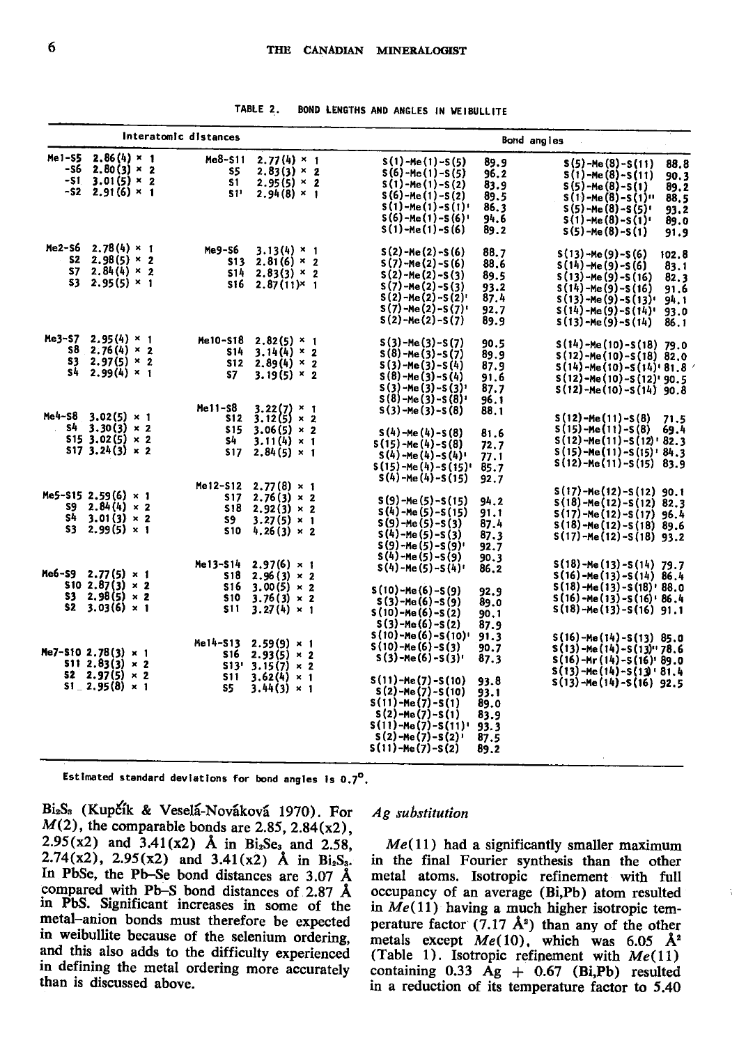TABLE 2. BOND LENGTHS AND ANGLES IN WEIBULLITE

| Interatomic distances | | Bond angles | | | |
|---|---|---|---|---|---|
| Me1-S5 2.86(4) × 1 | Me8-S11 2.77(4) × 1 | S(1)-Me(1)-S(5) | 89.9 | S(5)-Me(8)-S(11) | 88.8 |
| -S6 2.80(3) × 2 | S5 2.83(3) × 2 | S(6)-Me(1)-S(5) | 96.2 | S(1)-Me(8)-S(11) | 90.3 |
| -S1 3.01(5) × 2 | S1 2.95(5) × 2 | S(1)-Me(1)-S(2) | 83.9 | S(5)-Me(8)-S(1) | 89.2 |
| -S2 2.91(6) × 1 | S1' 2.94(8) × 1 | S(6)-Me(1)-S(2) | 89.5 | S(1)-Me(8)-S(1)'' | 88.5 |
| | | S(1)-Me(1)-S(1)' | 86.3 | S(5)-Me(8)-S(5)' | 93.2 |
| | | S(6)-Me(1)-S(6)' | 94.6 | S(1)-Me(8)-S(1)' | 89.0 |
| | | S(1)-Me(1)-S(6) | 89.2 | S(5)-Me(8)-S(1) | 91.9 |
| Me2-S6 2.78(4) × 1 | Me9-S6 3.13(4) × 1 | S(2)-Me(2)-S(6) | 88.7 | S(13)-Me(9)-S(6) | 102.8 |
| S2 2.98(5) × 2 | S13 2.81(6) × 2 | S(7)-Me(2)-S(6) | 88.6 | S(14)-Me(9)-S(6) | 83.1 |
| S7 2.84(4) × 2 | S14 2.83(3) × 2 | S(2)-Me(2)-S(3) | 89.5 | S(13)-Me(9)-S(16) | 82.3 |
| S3 2.95(5) × 1 | S16 2.87(11)× 1 | S(7)-Me(2)-S(3) | 93.2 | S(14)-Me(9)-S(16) | 91.6 |
| | | S(2)-Me(2)-S(2)' | 87.4 | S(13)-Me(9)-S(13)' | 94.1 |
| | | S(7)-Me(2)-S(7)' | 92.7 | S(14)-Me(9)-S(14)' | 93.0 |
| | | S(2)-Me(2)-S(7) | 89.9 | S(13)-Me(9)-S(14) | 86.1 |
| Me3-S7 2.95(4) × 1 | Me10-S18 2.82(5) × 1 | S(3)-Me(3)-S(7) | 90.5 | S(14)-Me(10)-S(18) | 79.0 |
| S8 2.76(4) × 2 | S14 3.14(4) × 2 | S(8)-Me(3)-S(7) | 89.9 | S(12)-Me(10)-S(18) | 82.0 |
| S3 2.97(5) × 2 | S12 2.89(4) × 2 | S(3)-Me(3)-S(4) | 87.9 | S(14)-Me(10)-S(14)' | 81.8 |
| S4 2.99(4) × 1 | S7 3.19(5) × 2 | S(8)-Me(3)-S(4) | 91.6 | S(12)-Me(10)-S(12)' | 90.5 |
| | | S(3)-Me(3)-S(3)' | 87.7 | S(12)-Me(10)-S(14) | 90.8 |
| | | S(8)-Me(3)-S(8)' | 96.1 | | |
| | Me11-S8 3.22(7) × 1 | S(3)-Me(3)-S(8) | 88.1 | | |
| Me4-S8 3.02(5) × 1 | S12 3.12(5) × 2 | | | S(12)-Me(11)-S(8) | 71.5 |
| S4 3.30(3) × 2 | S15 3.06(5) × 2 | S(4)-Me(4)-S(8) | 81.6 | S(15)-Me(11)-S(8) | 69.4 |
| S15 3.02(5) × 2 | S4 3.11(4) × 1 | S(15)-Me(4)-S(8) | 72.7 | S(12)-Me(11)-S(12)' | 82.3 |
| S17 3.24(3) × 2 | S17 2.84(5) × 1 | S(4)-Me(4)-S(4)' | 77.1 | S(15)-Me(11)-S(15)' | 84.3 |
| | | S(15)-Me(4)-S(15)' | 85.7 | S(12)-Me(11)-S(15) | 83.9 |
| | | S(4)-Me(4)-S(15) | 92.7 | | |
| | Me12-S12 2.77(8) × 1 | | | S(17)-Me(12)-S(12) | 90.1 |
| Me5-S15 2.59(6) × 1 | S17 2.76(3) × 2 | S(9)-Me(5)-S(15) | 94.2 | S(18)-Me(12)-S(12) | 82.3 |
| S9 2.84(4) × 2 | S18 2.92(3) × 2 | S(4)-Me(5)-S(15) | 91.1 | S(17)-Me(12)-S(17) | 96.4 |
| S4 3.01(3) × 2 | S9 3.27(5) × 1 | S(9)-Me(5)-S(3) | 87.4 | S(18)-Me(12)-S(18) | 89.6 |
| S3 2.99(5) × 1 | S10 4.26(3) × 2 | S(4)-Me(5)-S(3) | 87.3 | S(17)-Me(12)-S(18) | 93.2 |
| | | S(9)-Me(5)-S(9)' | 92.7 | | |
| | | S(4)-Me(5)-S(9) | 90.3 | | |
| | Me13-S14 2.97(6) × 1 | S(4)-Me(5)-S(4)' | 86.2 | S(18)-Me(13)-S(14) | 79.7 |
| Me6-S9 2.77(5) × 1 | S18 2.96(3) × 2 | | | S(16)-Me(13)-S(14) | 86.4 |
| S10 2.87(3) × 2 | S16 3.00(5) × 2 | S(10)-Me(6)-S(9) | 92.9 | S(18)-Me(13)-S(18)' | 88.0 |
| S3 2.98(5) × 2 | S10 3.76(3) × 2 | S(3)-Me(6)-S(9) | 89.0 | S(16)-Me(13)-S(16)' | 86.4 |
| S2 3.03(6) × 1 | S11 3.27(4) × 1 | S(10)-Me(6)-S(2) | 90.1 | S(18)-Me(13)-S(16) | 91.1 |
| | | S(3)-Me(6)-S(2) | 87.9 | | |
| | Me14-S13 2.59(9) × 1 | S(10)-Me(6)-S(10)' | 91.3 | S(16)-Me(14)-S(13) | 85.0 |
| Me7-S10 2.78(3) × 1 | S16 2.93(5) × 2 | S(10)-Me(6)-S(3) | 90.7 | S(13)-Me(14)-S(13)'' | 78.6 |
| S11 2.83(3) × 2 | S13' 3.15(7) × 2 | S(3)-Me(6)-S(3)' | 87.3 | S(16)-Mr(14)-S(16)' | 89.0 |
| S2 2.97(5) × 2 | S11 3.62(4) × 1 | | | S(13)-Me(14)-S(13)' | 81.4 |
| S1 2.95(8) × 1 | S5 3.44(3) × 1 | S(11)-Me(7)-S(10) | 93.8 | S(13)-Me(14)-S(16) | 92.5 |
| | | S(2)-Me(7)-S(10) | 93.1 | | |
| | | S(11)-Me(7)-S(1) | 89.0 | | |
| | | S(2)-Me(7)-S(1) | 83.9 | | |
| | | S(11)-Me(7)-S(11)' | 93.3 | | |
| | | S(2)-Me(7)-S(2)' | 87.5 | | |
| | | S(11)-Me(7)-S(2) | 89.2 | | |

Estimated standard deviations for bond angles is 0.7°.

$Bi_2S_3$ (Kupčík & Veselá-Nováková 1970). For $M(2)$, the comparable bonds are 2.85, 2.84(x2), 2.95(x2) and 3.41(x2) Å in $Bi_2Se_3$ and 2.58, 2.74(x2), 2.95(x2) and 3.41(x2) Å in $Bi_2S_3$. In PbSe, the Pb–Se bond distances are 3.07 Å compared with Pb–S bond distances of 2.87 Å in PbS. Significant increases in some of the metal–anion bonds must therefore be expected in weibullite because of the selenium ordering, and this also adds to the difficulty experienced in defining the metal ordering more accurately than is discussed above.

*Ag substitution*

$Me(11)$ had a significantly smaller maximum in the final Fourier synthesis than the other metal atoms. Isotropic refinement with full occupancy of an average (Bi,Pb) atom resulted in $Me(11)$ having a much higher isotropic temperature factor (7.17 $Å^2$) than any of the other metals except $Me(10)$, which was 6.05 $Å^2$ (Table 1). Isotropic refinement with $Me(11)$ containing 0.33 Ag + 0.67 (Bi,Pb) resulted in a reduction of its temperature factor to 5.40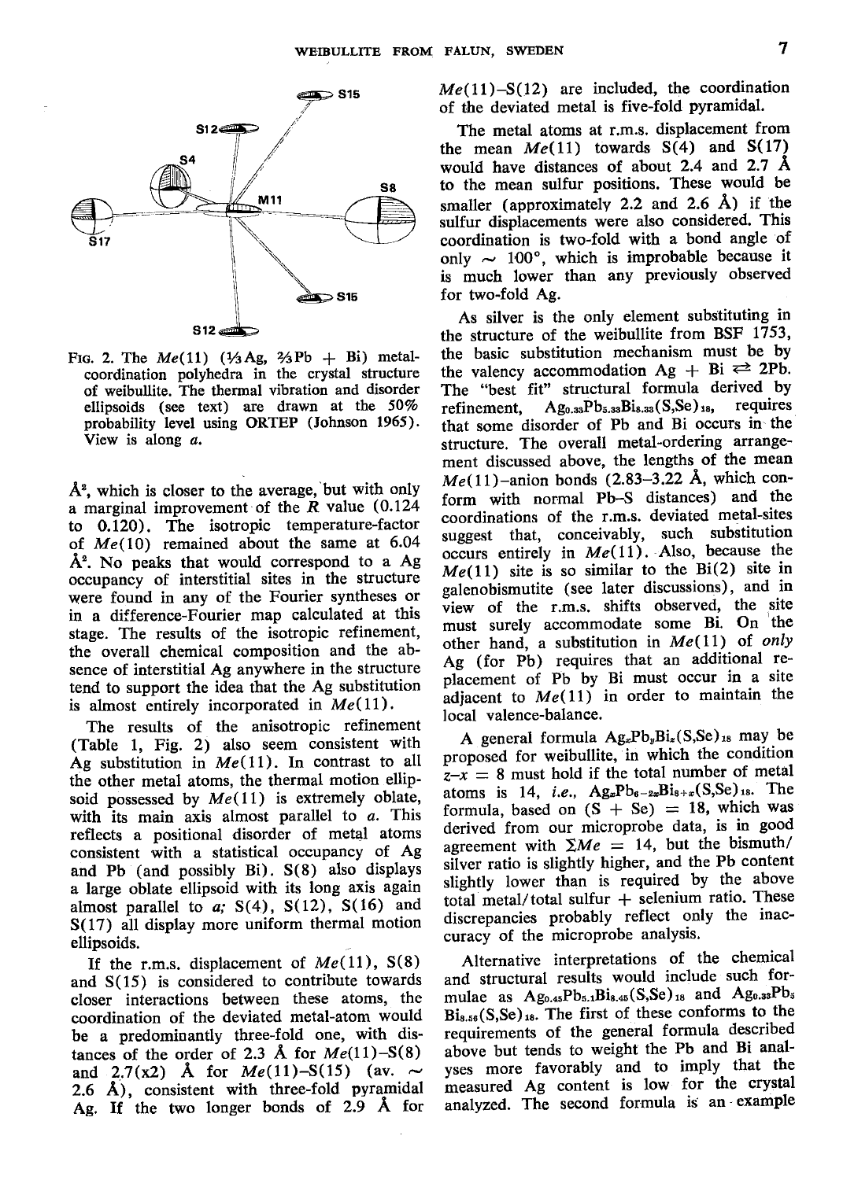S15

S12

S4

S8

M11

S17

S15

S12

FIG. 2. The $Me(11)$ ($\frac{1}{3}$Ag, $\frac{2}{3}$Pb + Bi) metal-coordination polyhedra in the crystal structure of weibullite. The thermal vibration and disorder ellipsoids (see text) are drawn at the 50% probability level using ORTEP (Johnson 1965). View is along *a*.

Å$^2$, which is closer to the average, but with only a marginal improvement of the *R* value (0.124 to 0.120). The isotropic temperature-factor of $Me(10)$ remained about the same at 6.04 Å$^2$. No peaks that would correspond to a Ag occupancy of interstitial sites in the structure were found in any of the Fourier syntheses or in a difference-Fourier map calculated at this stage. The results of the isotropic refinement, the overall chemical composition and the absence of interstitial Ag anywhere in the structure tend to support the idea that the Ag substitution is almost entirely incorporated in $Me(11)$.

The results of the anisotropic refinement (Table 1, Fig. 2) also seem consistent with Ag substitution in $Me(11)$. In contrast to all the other metal atoms, the thermal motion ellipsoid possessed by $Me(11)$ is extremely oblate, with its main axis almost parallel to *a*. This reflects a positional disorder of metal atoms consistent with a statistical occupancy of Ag and Pb (and possibly Bi). S(8) also displays a large oblate ellipsoid with its long axis again almost parallel to *a;* S(4), S(12), S(16) and S(17) all display more uniform thermal motion ellipsoids.

If the r.m.s. displacement of $Me(11)$, S(8) and S(15) is considered to contribute towards closer interactions between these atoms, the coordination of the deviated metal-atom would be a predominantly three-fold one, with distances of the order of 2.3 Å for $Me(11)$–S(8) and 2.7(x2) Å for $Me(11)$–S(15) (av. ~ 2.6 Å), consistent with three-fold pyramidal Ag. If the two longer bonds of 2.9 Å for $Me(11)$–S(12) are included, the coordination of the deviated metal is five-fold pyramidal.

The metal atoms at r.m.s. displacement from the mean $Me(11)$ towards S(4) and S(17) would have distances of about 2.4 and 2.7 Å to the mean sulfur positions. These would be smaller (approximately 2.2 and 2.6 Å) if the sulfur displacements were also considered. This coordination is two-fold with a bond angle of only ~ 100°, which is improbable because it is much lower than any previously observed for two-fold Ag.

As silver is the only element substituting in the structure of the weibullite from BSF 1753, the basic substitution mechanism must be by the valency accommodation Ag + Bi ⇄ 2Pb. The "best fit" structural formula derived by refinement, $Ag_{0.33}Pb_{5.33}Bi_{8.33}(S,Se)_{18}$, requires that some disorder of Pb and Bi occurs in the structure. The overall metal-ordering arrangement discussed above, the lengths of the mean $Me(11)$–anion bonds (2.83–3.22 Å, which conform with normal Pb–S distances) and the coordinations of the r.m.s. deviated metal-sites suggest that, conceivably, such substitution occurs entirely in $Me(11)$. Also, because the $Me(11)$ site is so similar to the Bi(2) site in galenobismutite (see later discussions), and in view of the r.m.s. shifts observed, the site must surely accommodate some Bi. On the other hand, a substitution in $Me(11)$ of *only* Ag (for Pb) requires that an additional replacement of Pb by Bi must occur in a site adjacent to $Me(11)$ in order to maintain the local valence-balance.

A general formula $Ag_xPb_yBi_z(S,Se)_{18}$ may be proposed for weibullite, in which the condition $z$–$x$ = 8 must hold if the total number of metal atoms is 14, *i.e.*, $Ag_xPb_{6-2x}Bi_{8+x}(S,Se)_{18}$. The formula, based on (S + Se) = 18, which was derived from our microprobe data, is in good agreement with $\Sigma Me$ = 14, but the bismuth/silver ratio is slightly higher, and the Pb content slightly lower than is required by the above total metal/total sulfur + selenium ratio. These discrepancies probably reflect only the inaccuracy of the microprobe analysis.

Alternative interpretations of the chemical and structural results would include such formulae as $Ag_{0.45}Pb_{5.1}Bi_{8.45}(S,Se)_{18}$ and $Ag_{0.33}Pb_5Bi_{8.56}(S,Se)_{18}$. The first of these conforms to the requirements of the general formula described above but tends to weight the Pb and Bi analyses more favorably and to imply that the measured Ag content is low for the crystal analyzed. The second formula is an example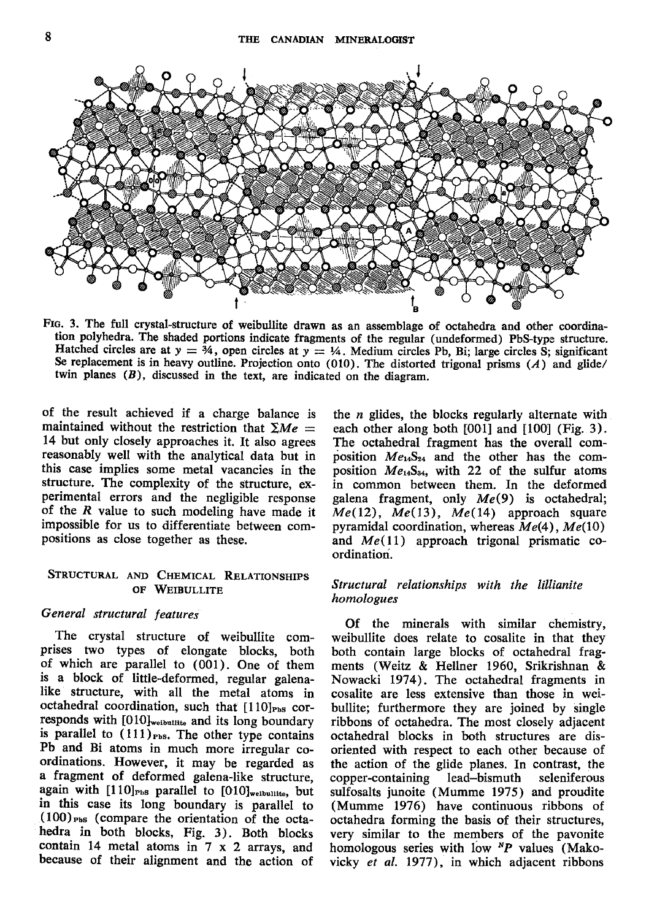FIG. 3. The full crystal-structure of weibullite drawn as an assemblage of octahedra and other coordination polyhedra. The shaded portions indicate fragments of the regular (undeformed) PbS-type structure. Hatched circles are at $y = 3/4$, open circles at $y = 1/4$. Medium circles Pb, Bi; large circles S; significant Se replacement is in heavy outline. Projection onto (010). The distorted trigonal prisms (*A*) and glide/twin planes (*B*), discussed in the text, are indicated on the diagram.

of the result achieved if a charge balance is maintained without the restriction that $\Sigma Me = 14$ but only closely approaches it. It also agrees reasonably well with the analytical data but in this case implies some metal vacancies in the structure. The complexity of the structure, experimental errors and the negligible response of the *R* value to such modeling have made it impossible for us to differentiate between compositions as close together as these.

## STRUCTURAL AND CHEMICAL RELATIONSHIPS OF WEIBULLITE

### *General structural features*

The crystal structure of weibullite comprises two types of elongate blocks, both of which are parallel to (001). One of them is a block of little-deformed, regular galena-like structure, with all the metal atoms in octahedral coordination, such that $[110]_{\mathrm{PbS}}$ corresponds with $[010]_{\mathrm{weibullite}}$ and its long boundary is parallel to $(111)_{\mathrm{PbS}}$. The other type contains Pb and Bi atoms in much more irregular coordinations. However, it may be regarded as a fragment of deformed galena-like structure, again with $[110]_{\mathrm{PbS}}$ parallel to $[010]_{\mathrm{weibullite}}$, but in this case its long boundary is parallel to $(100)_{\mathrm{PbS}}$ (compare the orientation of the octahedra in both blocks, Fig. 3). Both blocks contain 14 metal atoms in 7 x 2 arrays, and because of their alignment and the action of the *n* glides, the blocks regularly alternate with each other along both [001] and [100] (Fig. 3). The octahedral fragment has the overall composition $Me_{14}S_{24}$ and the other has the composition $Me_{14}S_{34}$, with 22 of the sulfur atoms in common between them. In the deformed galena fragment, only *Me*(9) is octahedral; *Me*(12), *Me*(13), *Me*(14) approach square pyramidal coordination, whereas *Me*(4), *Me*(10) and *Me*(11) approach trigonal prismatic coordination.

### *Structural relationships with the lillianite homologues*

Of the minerals with similar chemistry, weibullite does relate to cosalite in that they both contain large blocks of octahedral fragments (Weitz & Hellner 1960, Srikrishnan & Nowacki 1974). The octahedral fragments in cosalite are less extensive than those in weibullite; furthermore they are joined by single ribbons of octahedra. The most closely adjacent octahedral blocks in both structures are disoriented with respect to each other because of the action of the glide planes. In contrast, the copper-containing lead–bismuth seleniferous sulfosalts junoite (Mumme 1975) and proudite (Mumme 1976) have continuous ribbons of octahedra forming the basis of their structures, very similar to the members of the pavonite homologous series with low $^{N}P$ values (Makovicky *et al.* 1977), in which adjacent ribbons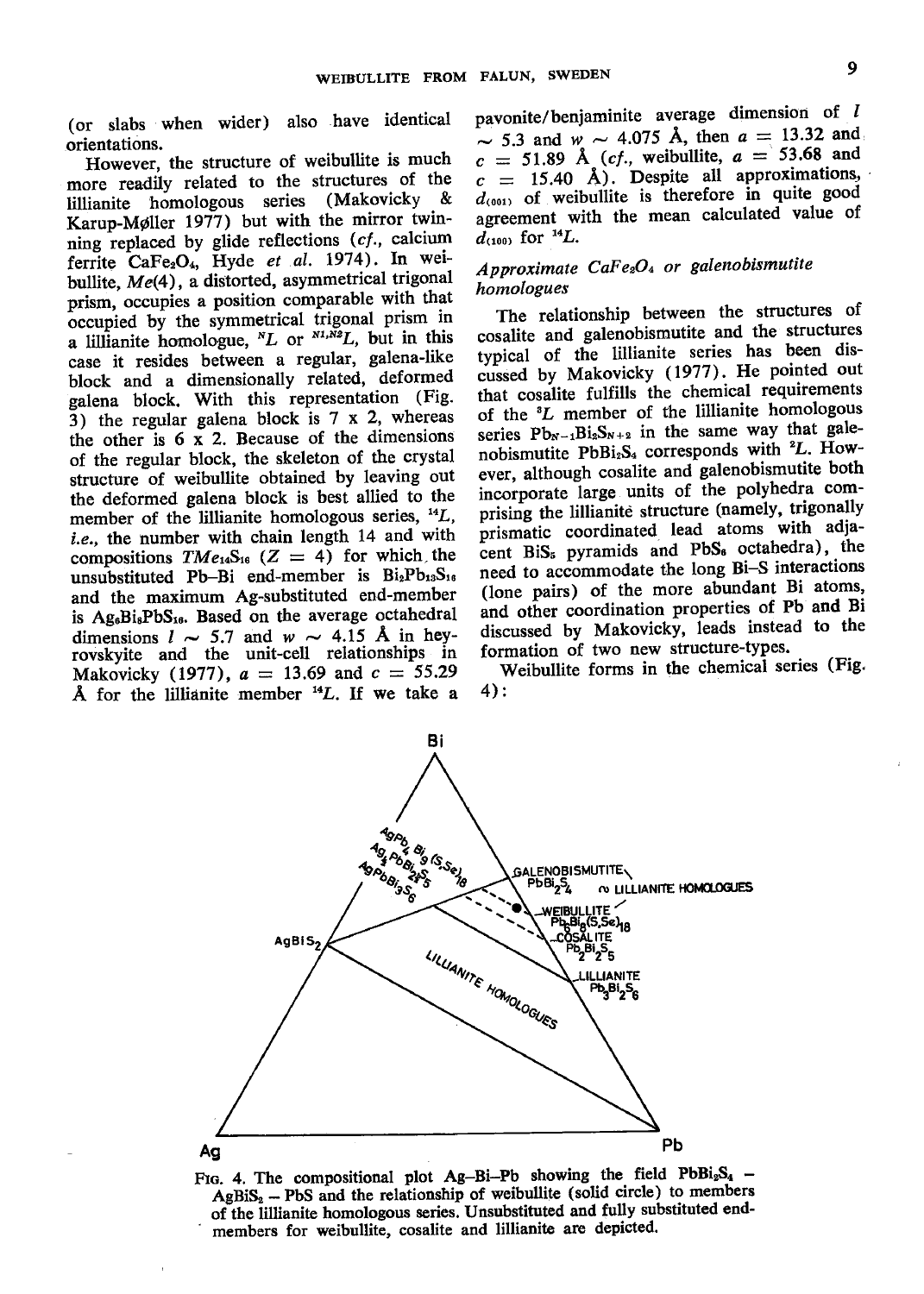(or slabs when wider) also have identical orientations.

However, the structure of weibullite is much more readily related to the structures of the lillianite homologous series (Makovicky & Karup-Møller 1977) but with the mirror twinning replaced by glide reflections (*cf.*, calcium ferrite $CaFe_2O_4$, Hyde *et al.* 1974). In weibullite, *Me*(4), a distorted, asymmetrical trigonal prism, occupies a position comparable with that occupied by the symmetrical trigonal prism in a lillianite homologue, $^{N}L$ or $^{N1,N2}L$, but in this case it resides between a regular, galena-like block and a dimensionally related, deformed galena block. With this representation (Fig. 3) the regular galena block is 7 x 2, whereas the other is 6 x 2. Because of the dimensions of the regular block, the skeleton of the crystal structure of weibullite obtained by leaving out the deformed galena block is best allied to the member of the lillianite homologous series, $^{14}L$, *i.e.*, the number with chain length 14 and with compositions $TMe_{14}S_{16}$ ($Z = 4$) for which the unsubstituted Pb–Bi end-member is $Bi_2Pb_{13}S_{16}$ and the maximum Ag-substituted end-member is $Ag_6Bi_8PbS_{16}$. Based on the average octahedral dimensions $l \sim 5.7$ and $w \sim 4.15$ Å in heyrovskyite and the unit-cell relationships in Makovicky (1977), $a = 13.69$ and $c = 55.29$ Å for the lillianite member $^{14}L$. If we take a pavonite/benjaminite average dimension of $l \sim 5.3$ and $w \sim 4.075$ Å, then $a = 13.32$ and $c = 51.89$ Å (*cf.*, weibullite, $a = 53.68$ and $c = 15.40$ Å). Despite all approximations, $d_{(001)}$ of weibullite is therefore in quite good agreement with the mean calculated value of $d_{(100)}$ for $^{14}L$.

### *Approximate $CaFe_2O_4$ or galenobismutite homologues*

The relationship between the structures of cosalite and galenobismutite and the structures typical of the lillianite series has been discussed by Makovicky (1977). He pointed out that cosalite fulfills the chemical requirements of the $^{3}L$ member of the lillianite homologous series $Pb_{N-1}Bi_2S_{N+2}$ in the same way that galenobismutite $PbBi_2S_4$ corresponds with $^{2}L$. However, although cosalite and galenobismutite both incorporate large units of the polyhedra comprising the lillianite structure (namely, trigonally prismatic coordinated lead atoms with adjacent $BiS_5$ pyramids and $PbS_6$ octahedra), the need to accommodate the long Bi–S interactions (lone pairs) of the more abundant Bi atoms, and other coordination properties of Pb and Bi discussed by Makovicky, leads instead to the formation of two new structure-types.

Weibullite forms in the chemical series (Fig. 4):

FIG. 4. The compositional plot Ag–Bi–Pb showing the field $PbBi_2S_4$ – $AgBiS_2$ – PbS and the relationship of weibullite (solid circle) to members of the lillianite homologous series. Unsubstituted and fully substituted end-members for weibullite, cosalite and lillianite are depicted.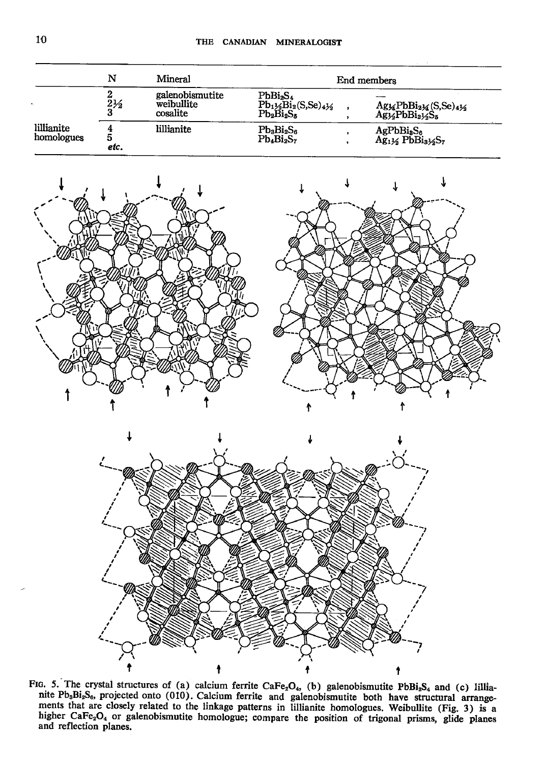| | N | Mineral | End members | |
|---|---|---|---|---|
| | 2 | galenobismutite | $PbBi_2S_4$ | — |
| | $2\frac{1}{2}$ | weibullite | $Pb_{1\frac{1}{2}}Bi_2(S,Se)_{4\frac{1}{2}}$ , | $Ag_{\frac{1}{4}}PbBi_{2\frac{1}{4}}(S,Se)_{4\frac{1}{2}}$ |
| | 3 | cosalite | $Pb_2Bi_2S_5$ , | $Ag_{\frac{1}{2}}PbBi_{2\frac{1}{2}}S_5$ |
| lillianite homologues | 4 | lillianite | $Pb_3Bi_2S_6$ , | $AgPbBi_3S_6$ |
| | 5 | | $Pb_4Bi_2S_7$ , | $Ag_{1\frac{1}{2}}PbBi_{3\frac{1}{2}}S_7$ |
| | *etc.* | | | |

FIG. 5. The crystal structures of (a) calcium ferrite $CaFe_2O_4$, (b) galenobismutite $PbBi_2S_4$ and (c) lillianite $Pb_3Bi_2S_6$, projected onto (010). Calcium ferrite and galenobismutite both have structural arrangements that are closely related to the linkage patterns in lillianite homologues. Weibullite (Fig. 3) is a higher $CaFe_2O_4$ or galenobismutite homologue; compare the position of trigonal prisms, glide planes and reflection planes.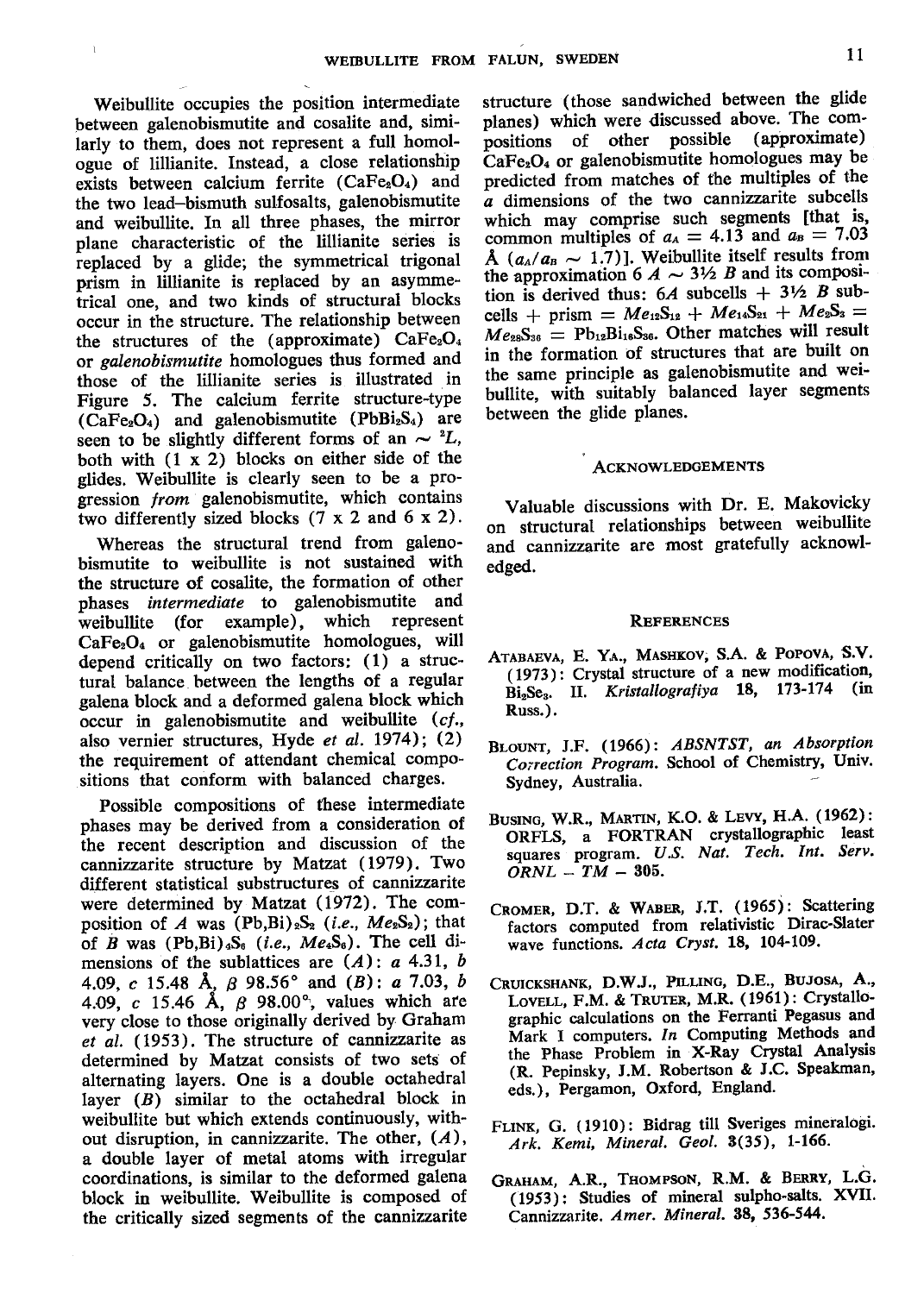Weibullite occupies the position intermediate between galenobismutite and cosalite and, similarly to them, does not represent a full homologue of lillianite. Instead, a close relationship exists between calcium ferrite ($CaFe_2O_4$) and the two lead–bismuth sulfosalts, galenobismutite and weibullite. In all three phases, the mirror plane characteristic of the lillianite series is replaced by a glide; the symmetrical trigonal prism in lillianite is replaced by an asymmetrical one, and two kinds of structural blocks occur in the structure. The relationship between the structures of the (approximate) $CaFe_2O_4$ or *galenobismutite* homologues thus formed and those of the lillianite series is illustrated in Figure 5. The calcium ferrite structure-type ($CaFe_2O_4$) and galenobismutite ($PbBi_2S_4$) are seen to be slightly different forms of an $\sim {}^2L$, both with (1 x 2) blocks on either side of the glides. Weibullite is clearly seen to be a progression *from* galenobismutite, which contains two differently sized blocks (7 x 2 and 6 x 2).

Whereas the structural trend from galenobismutite to weibullite is not sustained with the structure of cosalite, the formation of other phases *intermediate* to galenobismutite and weibullite (for example), which represent $CaFe_2O_4$ or galenobismutite homologues, will depend critically on two factors: (1) a structural balance between the lengths of a regular galena block and a deformed galena block which occur in galenobismutite and weibullite (*cf.*, also vernier structures, Hyde *et al.* 1974); (2) the requirement of attendant chemical compositions that conform with balanced charges.

Possible compositions of these intermediate phases may be derived from a consideration of the recent description and discussion of the cannizzarite structure by Matzat (1979). Two different statistical substructures of cannizzarite were determined by Matzat (1972). The composition of *A* was $(Pb,Bi)_2S_2$ (*i.e.*, $Me_2S_2$); that of *B* was $(Pb,Bi)_4S_6$ (*i.e.*, $Me_4S_6$). The cell dimensions of the sublattices are (*A*): *a* 4.31, *b* 4.09, *c* 15.48 Å, $\beta$ 98.56° and (*B*): *a* 7.03, *b* 4.09, *c* 15.46 Å, $\beta$ 98.00°, values which are very close to those originally derived by Graham *et al.* (1953). The structure of cannizzarite as determined by Matzat consists of two sets of alternating layers. One is a double octahedral layer (*B*) similar to the octahedral block in weibullite but which extends continuously, without disruption, in cannizzarite. The other, (*A*), a double layer of metal atoms with irregular coordinations, is similar to the deformed galena block in weibullite. Weibullite is composed of the critically sized segments of the cannizzarite structure (those sandwiched between the glide planes) which were discussed above. The compositions of other possible (approximate) $CaFe_2O_4$ or galenobismutite homologues may be predicted from matches of the multiples of the *a* dimensions of the two cannizzarite subcells which may comprise such segments [that is, common multiples of $a_A$ = 4.13 and $a_B$ = 7.03 Å ($a_A/a_B \sim 1.7$)]. Weibullite itself results from the approximation 6 *A* ~ 3½ *B* and its composition is derived thus: 6*A* subcells + 3½ *B* subcells + prism = $Me_{12}S_{12}$ + $Me_{14}S_{21}$ + $Me_2S_3$ = $Me_{28}S_{36}$ = $Pb_{12}Bi_{16}S_{36}$. Other matches will result in the formation of structures that are built on the same principle as galenobismutite and weibullite, with suitably balanced layer segments between the glide planes.

## Acknowledgements

Valuable discussions with Dr. E. Makovicky on structural relationships between weibullite and cannizzarite are most gratefully acknowledged.

## References

Atabaeva, E. Ya., Mashkov, S.A. & Popova, S.V. (1973): Crystal structure of a new modification, $Bi_2Se_3$. II. *Kristallografiya* **18**, 173-174 (in Russ.).

Blount, J.F. (1966): *ABSNTST, an Absorption Correction Program.* School of Chemistry, Univ. Sydney, Australia.

Busing, W.R., Martin, K.O. & Levy, H.A. (1962): ORFLS, a FORTRAN crystallographic least squares program. *U.S. Nat. Tech. Int. Serv. ORNL – TM – 305.*

Cromer, D.T. & Waber, J.T. (1965): Scattering factors computed from relativistic Dirac-Slater wave functions. *Acta Cryst.* **18**, 104-109.

Cruickshank, D.W.J., Pilling, D.E., Bujosa, A., Lovell, F.M. & Truter, M.R. (1961): Crystallographic calculations on the Ferranti Pegasus and Mark I computers. *In* Computing Methods and the Phase Problem in X-Ray Crystal Analysis (R. Pepinsky, J.M. Robertson & J.C. Speakman, eds.), Pergamon, Oxford, England.

Flink, G. (1910): Bidrag till Sveriges mineralogi. *Ark. Kemi, Mineral. Geol.* **3**(35), 1-166.

Graham, A.R., Thompson, R.M. & Berry, L.G. (1953): Studies of mineral sulpho-salts. XVII. Cannizzarite. *Amer. Mineral.* **38**, 536-544.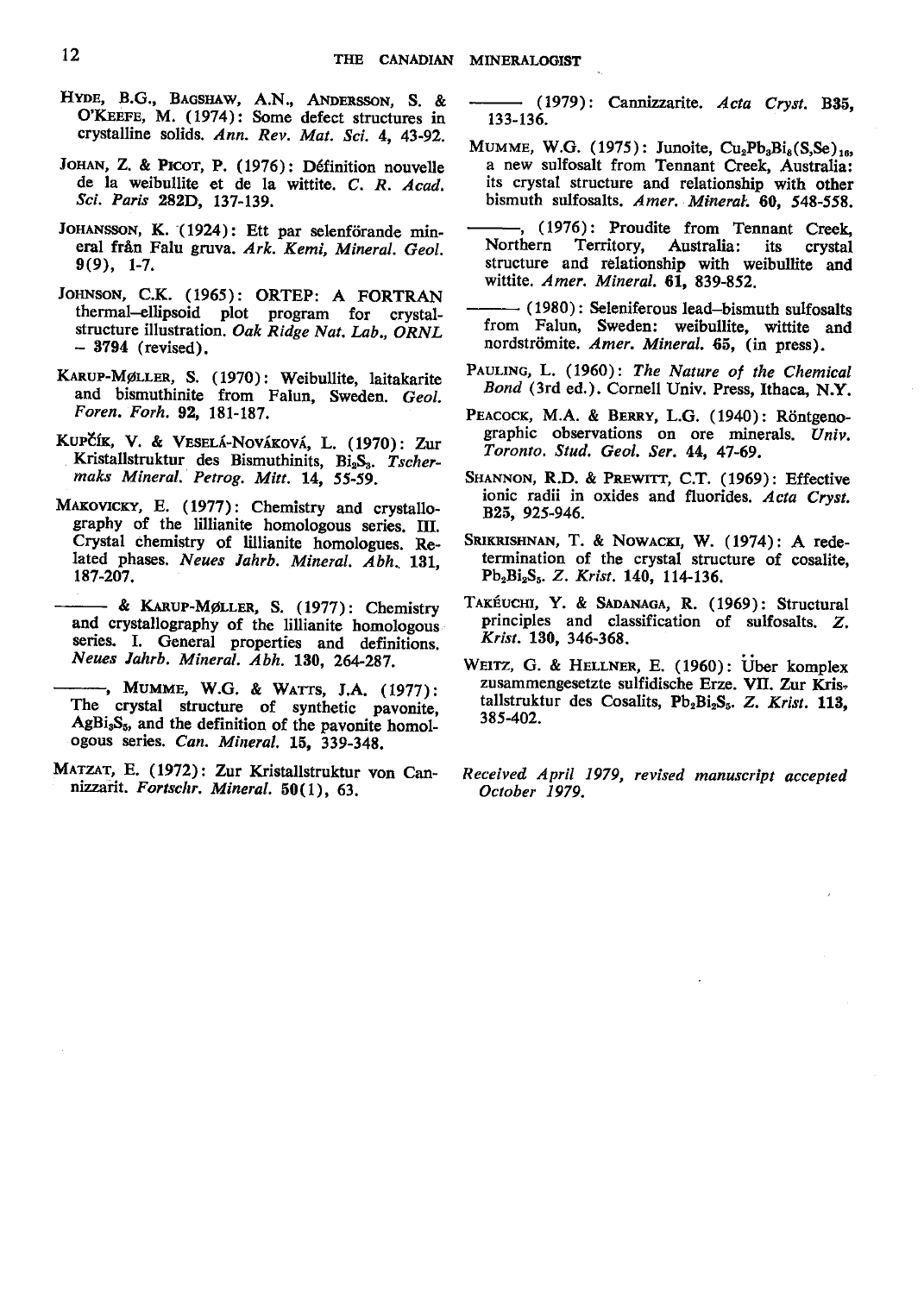HYDE, B.G., BAGSHAW, A.N., ANDERSSON, S. & O'KEEFE, M. (1974): Some defect structures in crystalline solids. *Ann. Rev. Mat. Sci.* **4**, 43-92.

JOHAN, Z. & PICOT, P. (1976): Définition nouvelle de la weibullite et de la wittite. *C. R. Acad. Sci. Paris* **282D**, 137-139.

JOHANSSON, K. (1924): Ett par selenförande mineral från Falu gruva. *Ark. Kemi, Mineral. Geol.* **9**(9), 1-7.

JOHNSON, C.K. (1965): ORTEP: A FORTRAN thermal–ellipsoid plot program for crystal-structure illustration. *Oak Ridge Nat. Lab., ORNL* – **3794** (revised).

KARUP-MØLLER, S. (1970): Weibullite, laitakarite and bismuthinite from Falun, Sweden. *Geol. Foren. Forh.* **92**, 181-187.

KUPČÍK, V. & VESELÁ-NOVÁKOVÁ, L. (1970): Zur Kristallstruktur des Bismuthinits, $Bi_2S_3$. *Tschermaks Mineral. Petrog. Mitt.* **14**, 55-59.

MAKOVICKY, E. (1977): Chemistry and crystallography of the lillianite homologous series. III. Crystal chemistry of lillianite homologues. Related phases. *Neues Jahrb. Mineral. Abh.* **131**, 187-207.

——— & KARUP-MØLLER, S. (1977): Chemistry and crystallography of the lillianite homologous series. I. General properties and definitions. *Neues Jahrb. Mineral. Abh.* **130**, 264-287.

———, MUMME, W.G. & WATTS, J.A. (1977): The crystal structure of synthetic pavonite, $AgBi_3S_5$, and the definition of the pavonite homologous series. *Can. Mineral.* **15**, 339-348.

MATZAT, E. (1972): Zur Kristallstruktur von Cannizzarit. *Fortschr. Mineral.* **50**(1), 63.

——— (1979): Cannizzarite. *Acta Cryst.* **B35**, 133-136.

MUMME, W.G. (1975): Junoite, $Cu_2Pb_3Bi_8(S,Se)_{16}$, a new sulfosalt from Tennant Creek, Australia: its crystal structure and relationship with other bismuth sulfosalts. *Amer. Mineral.* **60**, 548-558.

———, (1976): Proudite from Tennant Creek, Northern Territory, Australia: its crystal structure and relationship with weibullite and wittite. *Amer. Mineral.* **61**, 839-852.

——— (1980): Seleniferous lead–bismuth sulfosalts from Falun, Sweden: weibullite, wittite and nordströmite. *Amer. Mineral.* **65**, (in press).

PAULING, L. (1960): *The Nature of the Chemical Bond* (3rd ed.). Cornell Univ. Press, Ithaca, N.Y.

PEACOCK, M.A. & BERRY, L.G. (1940): Röntgenographic observations on ore minerals. *Univ. Toronto. Stud. Geol. Ser.* **44**, 47-69.

SHANNON, R.D. & PREWITT, C.T. (1969): Effective ionic radii in oxides and fluorides. *Acta Cryst.* **B25**, 925-946.

SRIKRISHNAN, T. & NOWACKI, W. (1974): A redetermination of the crystal structure of cosalite, $Pb_2Bi_2S_5$. *Z. Krist.* **140**, 114-136.

TAKÉUCHI, Y. & SADANAGA, R. (1969): Structural principles and classification of sulfosalts. *Z. Krist.* **130**, 346-368.

WEITZ, G. & HELLNER, E. (1960): Über komplex zusammengesetzte sulfidische Erze. VII. Zur Kristallstruktur des Cosalits, $Pb_2Bi_2S_5$. *Z. Krist.* **113**, 385-402.

*Received April 1979, revised manuscript accepted October 1979.*